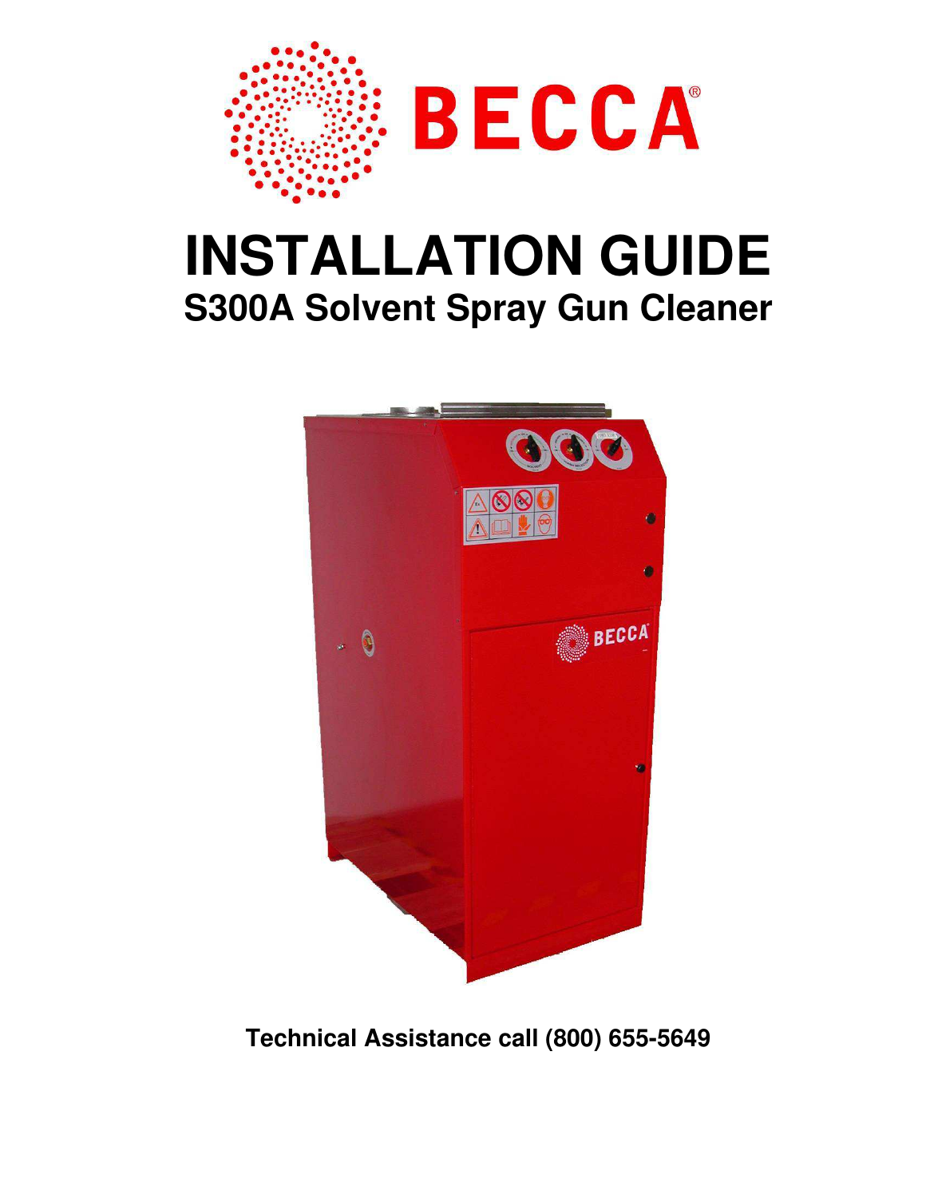BECCA®

# INSTALLATION GUIDE

## S300A Solvent Spray Gun Cleaner

**Technical Assistance call (800) 655-5649**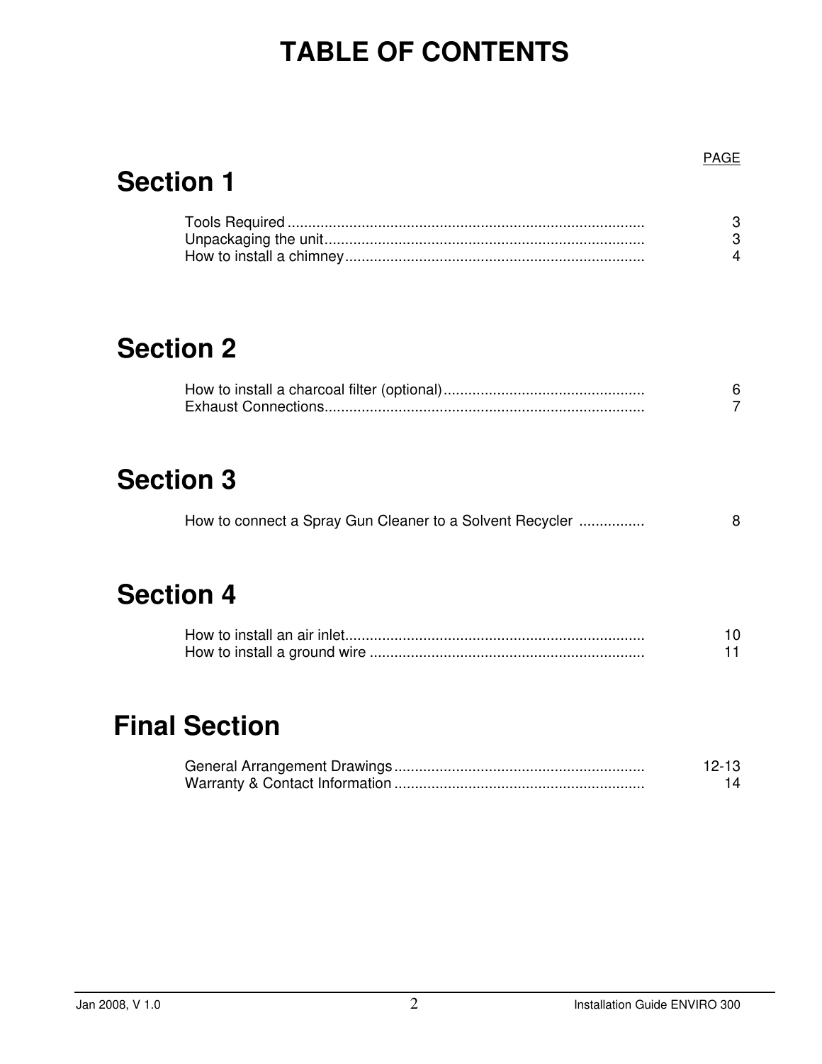# TABLE OF CONTENTS

PAGE

## Section 1

| | |
|---|---|
| Tools Required | 3 |
| Unpackaging the unit | 3 |
| How to install a chimney | 4 |

## Section 2

| | |
|---|---|
| How to install a charcoal filter (optional) | 6 |
| Exhaust Connections | 7 |

## Section 3

| | |
|---|---|
| How to connect a Spray Gun Cleaner to a Solvent Recycler | 8 |

## Section 4

| | |
|---|---|
| How to install an air inlet | 10 |
| How to install a ground wire | 11 |

## Final Section

| | |
|---|---|
| General Arrangement Drawings | 12-13 |
| Warranty & Contact Information | 14 |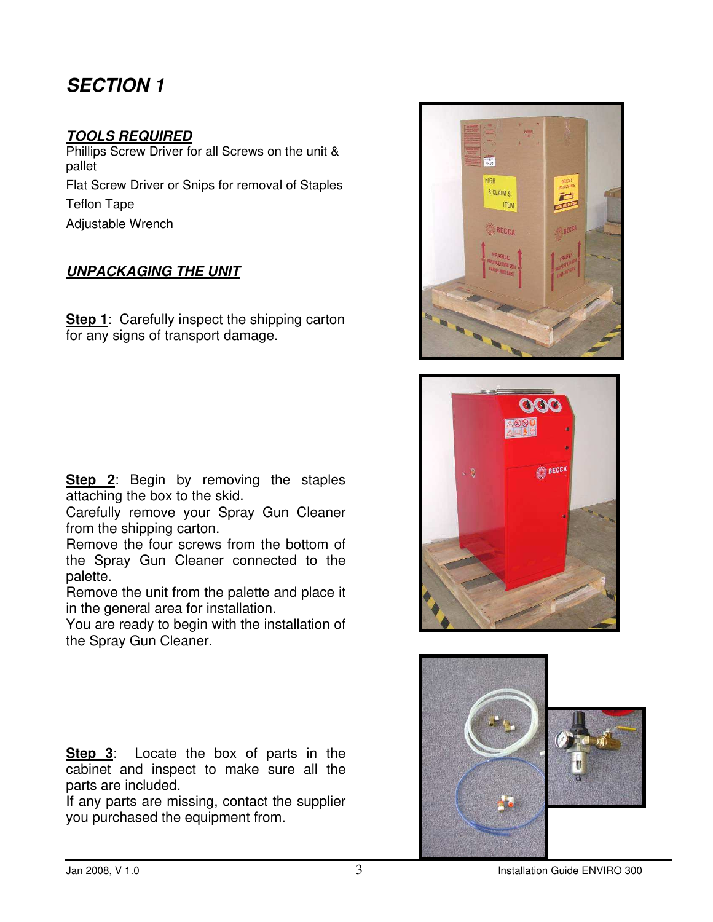# SECTION 1

***TOOLS REQUIRED***

Phillips Screw Driver for all Screws on the unit & pallet

Flat Screw Driver or Snips for removal of Staples

Teflon Tape

Adjustable Wrench

***UNPACKAGING THE UNIT***

**Step 1**: Carefully inspect the shipping carton for any signs of transport damage.

**Step 2**: Begin by removing the staples attaching the box to the skid.
Carefully remove your Spray Gun Cleaner from the shipping carton.
Remove the four screws from the bottom of the Spray Gun Cleaner connected to the palette.
Remove the unit from the palette and place it in the general area for installation.
You are ready to begin with the installation of the Spray Gun Cleaner.

**Step 3**: Locate the box of parts in the cabinet and inspect to make sure all the parts are included.
If any parts are missing, contact the supplier you purchased the equipment from.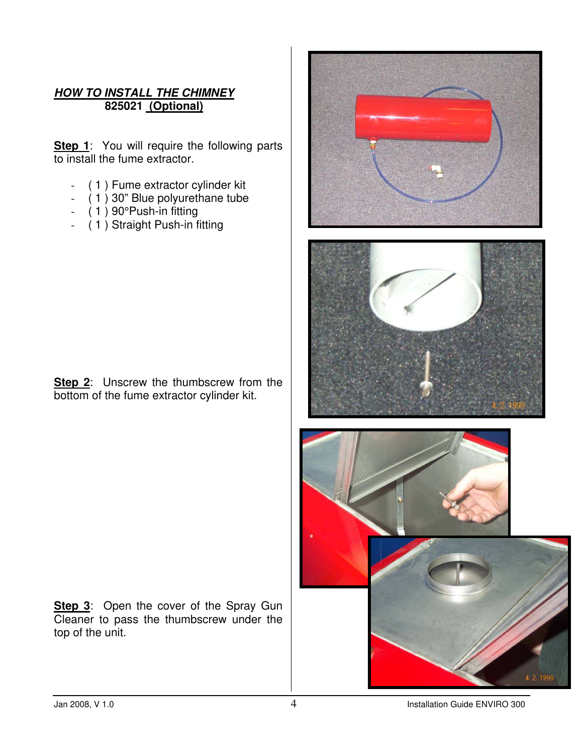***HOW TO INSTALL THE CHIMNEY***

**825021 Optional)**

**Step 1**: You will require the following parts to install the fume extractor.

- ( 1 ) Fume extractor cylinder kit
- ( 1 ) 30" Blue polyurethane tube
- ( 1 ) 90°Push-in fitting
- ( 1 ) Straight Push-in fitting

**Step 2**: Unscrew the thumbscrew from the bottom of the fume extractor cylinder kit.

**Step 3**: Open the cover of the Spray Gun Cleaner to pass the thumbscrew under the top of the unit.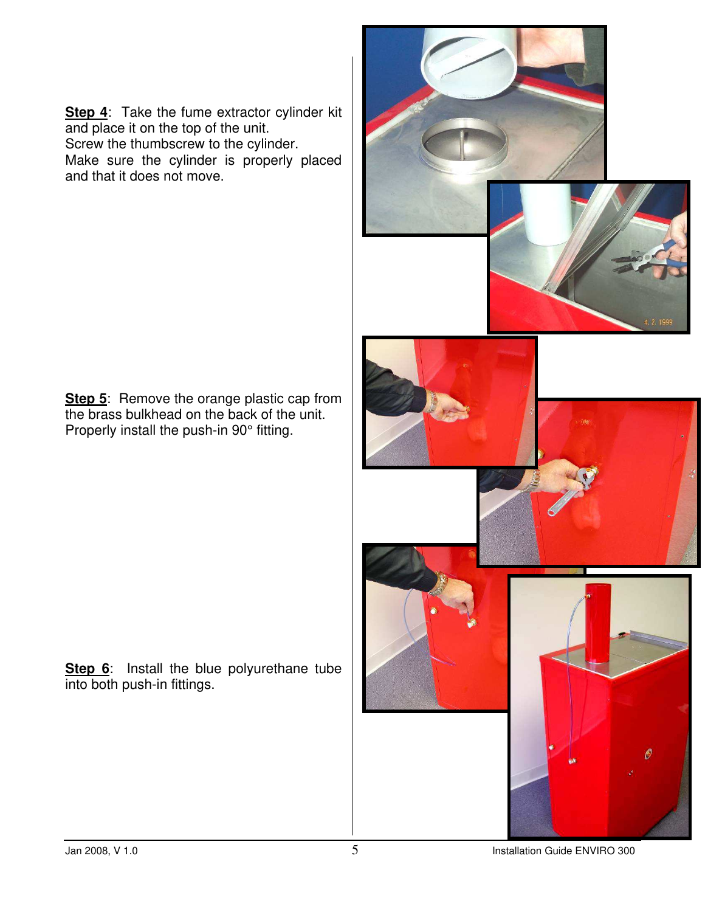**Step 4**: Take the fume extractor cylinder kit and place it on the top of the unit.
Screw the thumbscrew to the cylinder.
Make sure the cylinder is properly placed and that it does not move.

**Step 5**: Remove the orange plastic cap from the brass bulkhead on the back of the unit.
Properly install the push-in 90° fitting.

**Step 6**: Install the blue polyurethane tube into both push-in fittings.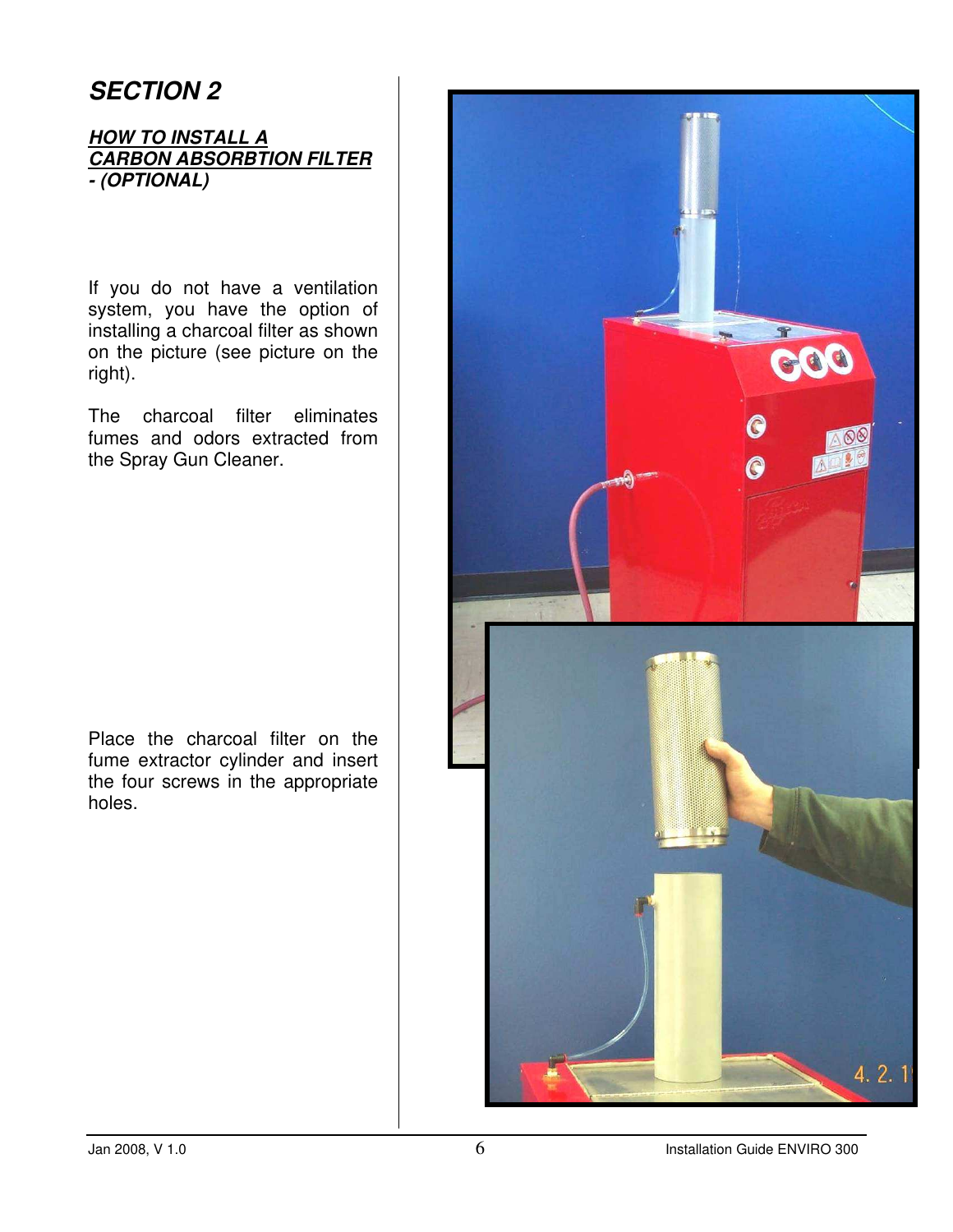## SECTION 2

### ***HOW TO INSTALL A CARBON ABSORBTION FILTER - (OPTIONAL)***

If you do not have a ventilation system, you have the option of installing a charcoal filter as shown on the picture (see picture on the right).

The charcoal filter eliminates fumes and odors extracted from the Spray Gun Cleaner.

Place the charcoal filter on the fume extractor cylinder and insert the four screws in the appropriate holes.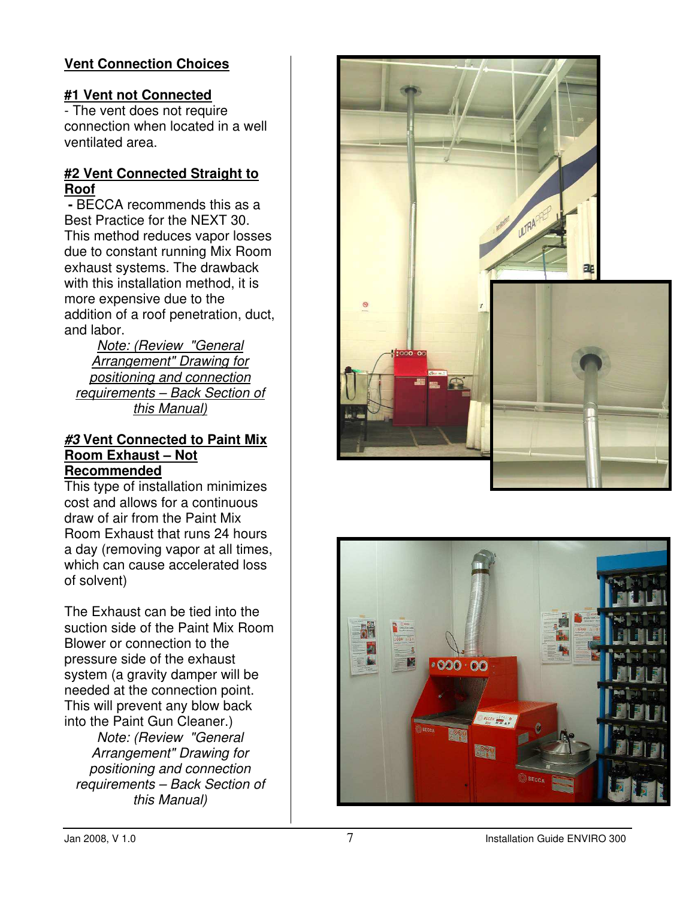**Vent Connection Choices**

**#1 Vent not Connected**

- The vent does not require connection when located in a well ventilated area.

**#2 Vent Connected Straight to Roof**

- BECCA recommends this as a Best Practice for the NEXT 30. This method reduces vapor losses due to constant running Mix Room exhaust systems. The drawback with this installation method, it is more expensive due to the addition of a roof penetration, duct, and labor.

*Note: (Review "General Arrangement" Drawing for positioning and connection requirements – Back Section of this Manual)*

***#3* Vent Connected to Paint Mix Room Exhaust – Not Recommended**

This type of installation minimizes cost and allows for a continuous draw of air from the Paint Mix Room Exhaust that runs 24 hours a day (removing vapor at all times, which can cause accelerated loss of solvent)

The Exhaust can be tied into the suction side of the Paint Mix Room Blower or connection to the pressure side of the exhaust system (a gravity damper will be needed at the connection point. This will prevent any blow back into the Paint Gun Cleaner.)

*Note: (Review "General Arrangement" Drawing for positioning and connection requirements – Back Section of this Manual)*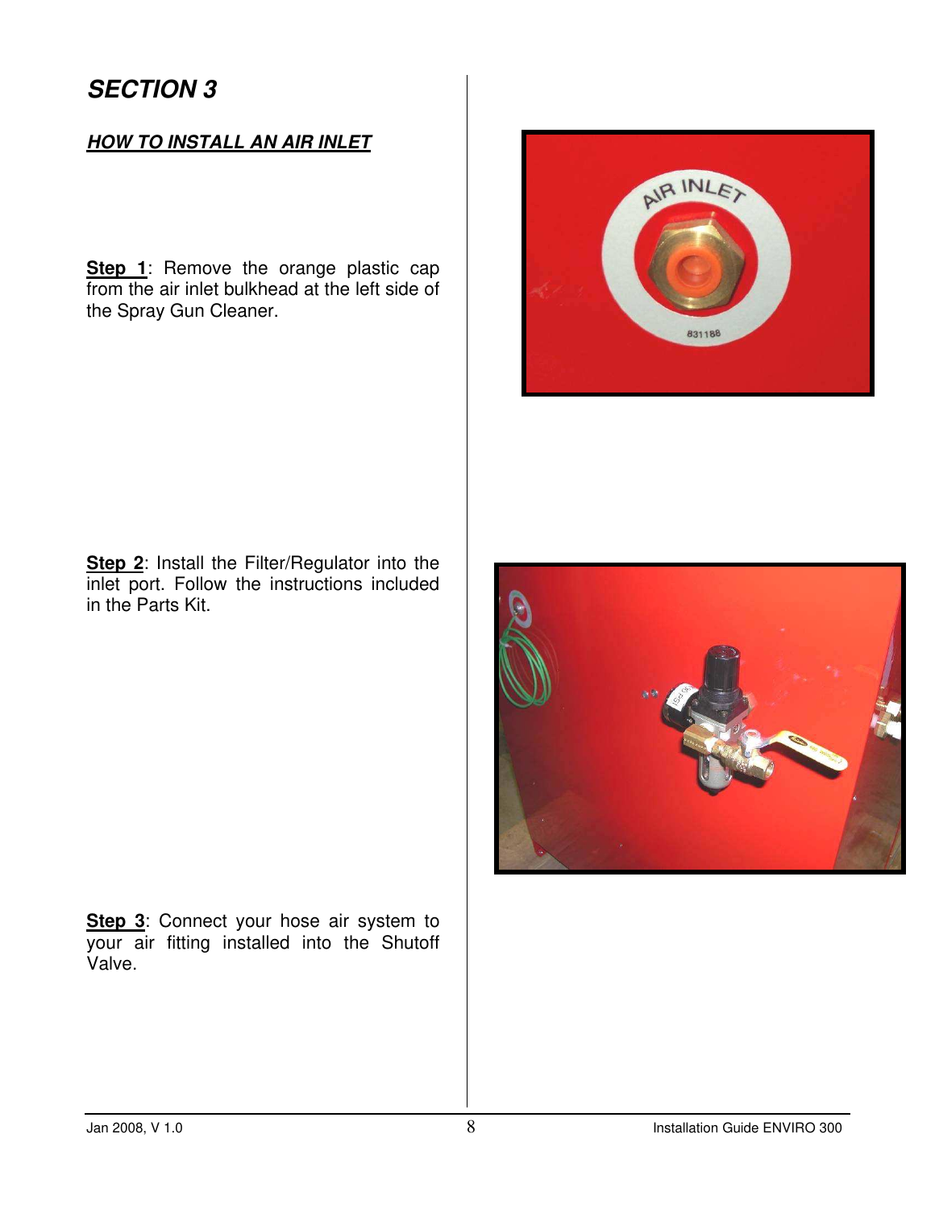# SECTION 3

## *HOW TO INSTALL AN AIR INLET*

**Step 1**: Remove the orange plastic cap from the air inlet bulkhead at the left side of the Spray Gun Cleaner.

**Step 2**: Install the Filter/Regulator into the inlet port. Follow the instructions included in the Parts Kit.

**Step 3**: Connect your hose air system to your air fitting installed into the Shutoff Valve.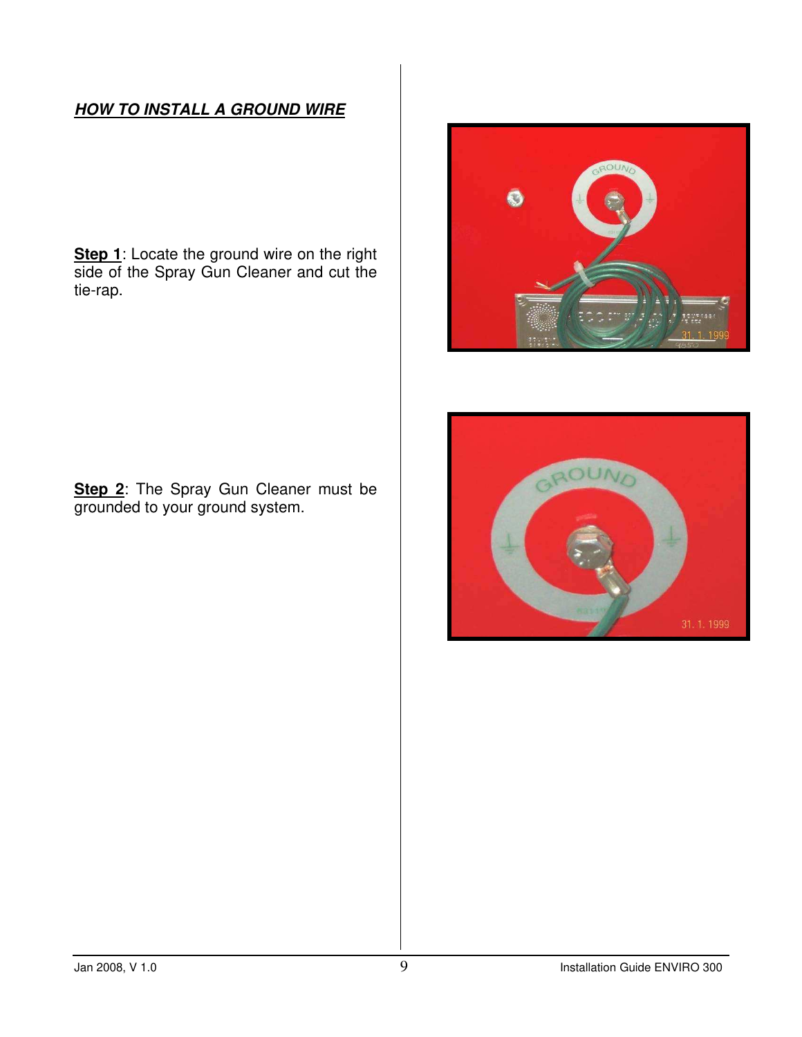## *HOW TO INSTALL A GROUND WIRE*

**Step 1**: Locate the ground wire on the right side of the Spray Gun Cleaner and cut the tie-rap.

**Step 2**: The Spray Gun Cleaner must be grounded to your ground system.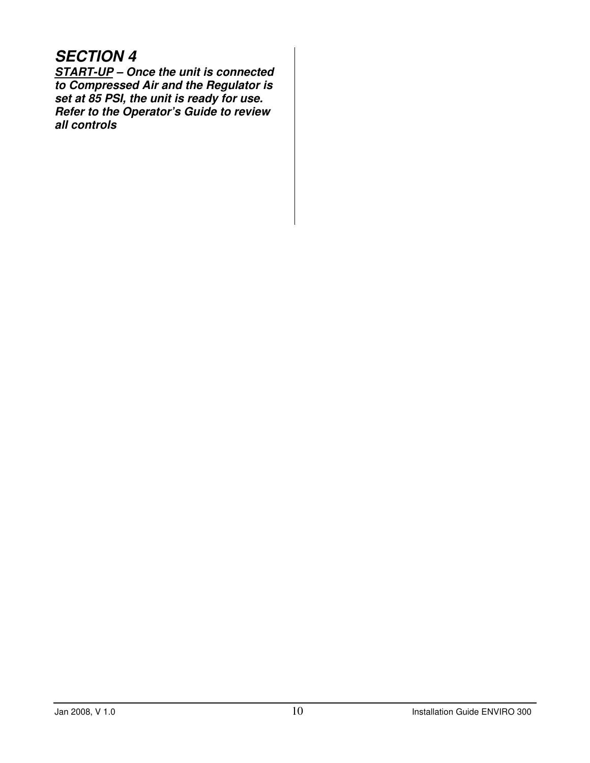## *SECTION 4*

***<u>START-UP</u> – Once the unit is connected to Compressed Air and the Regulator is set at 85 PSI, the unit is ready for use. Refer to the Operator's Guide to review all controls***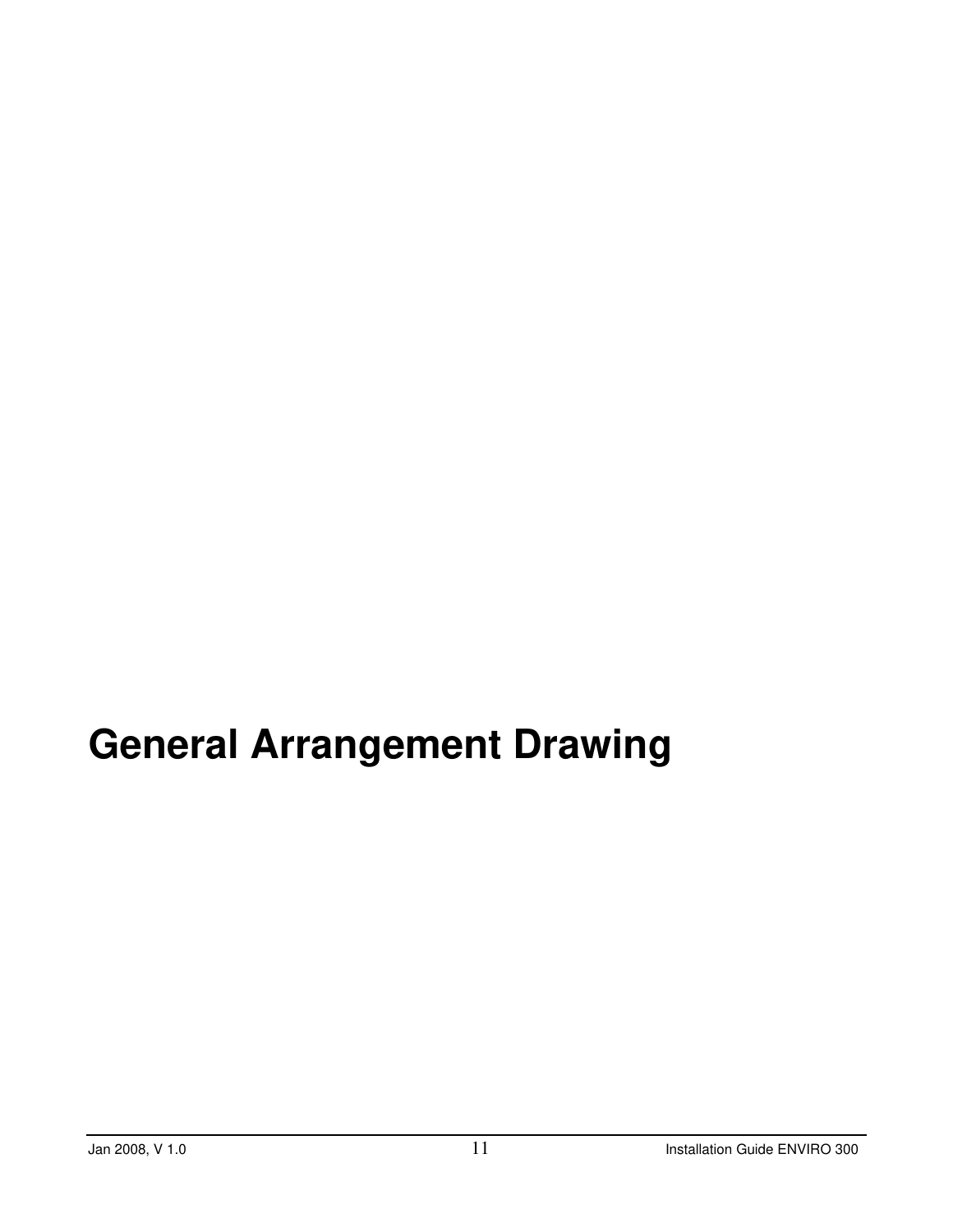# General Arrangement Drawing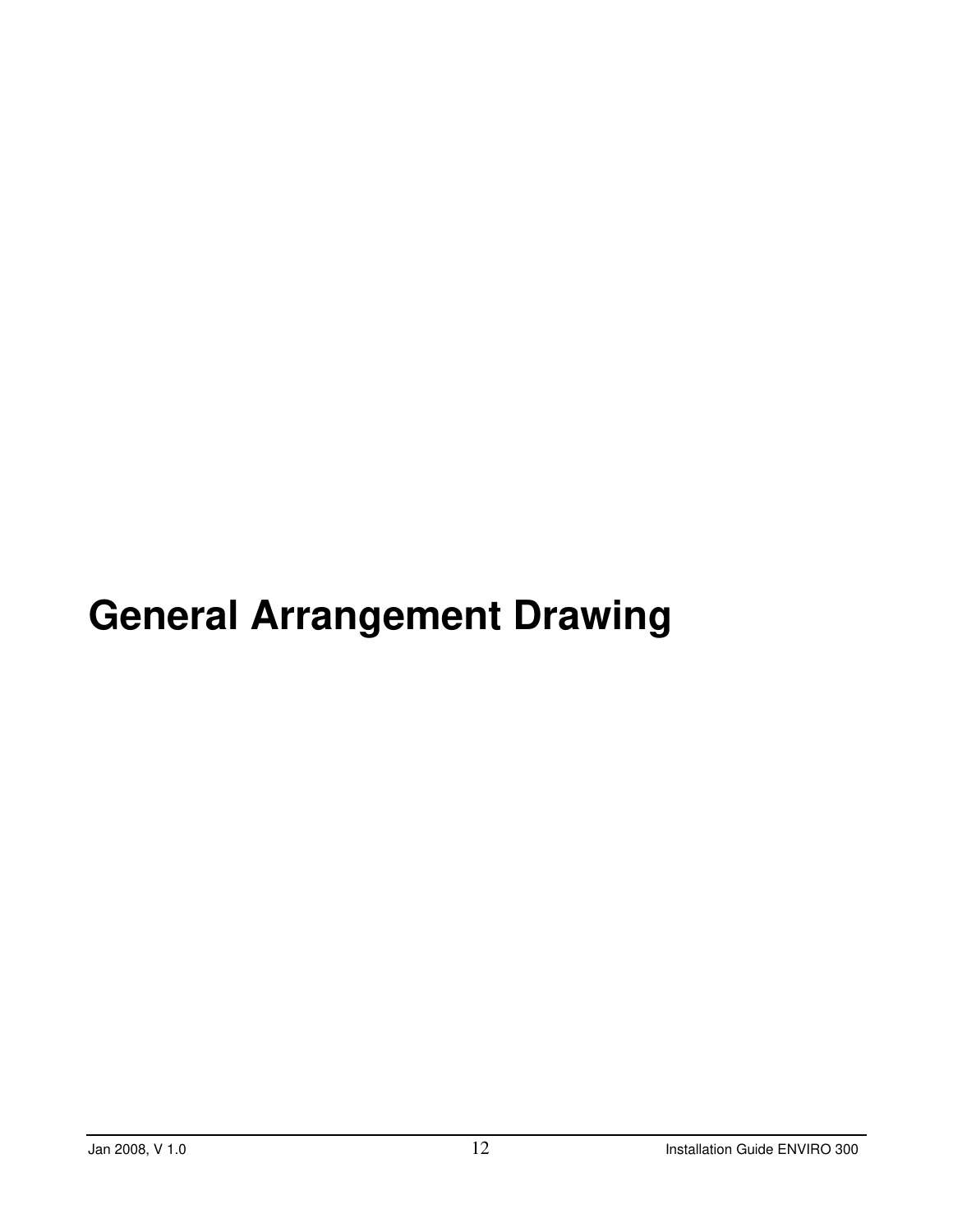# General Arrangement Drawing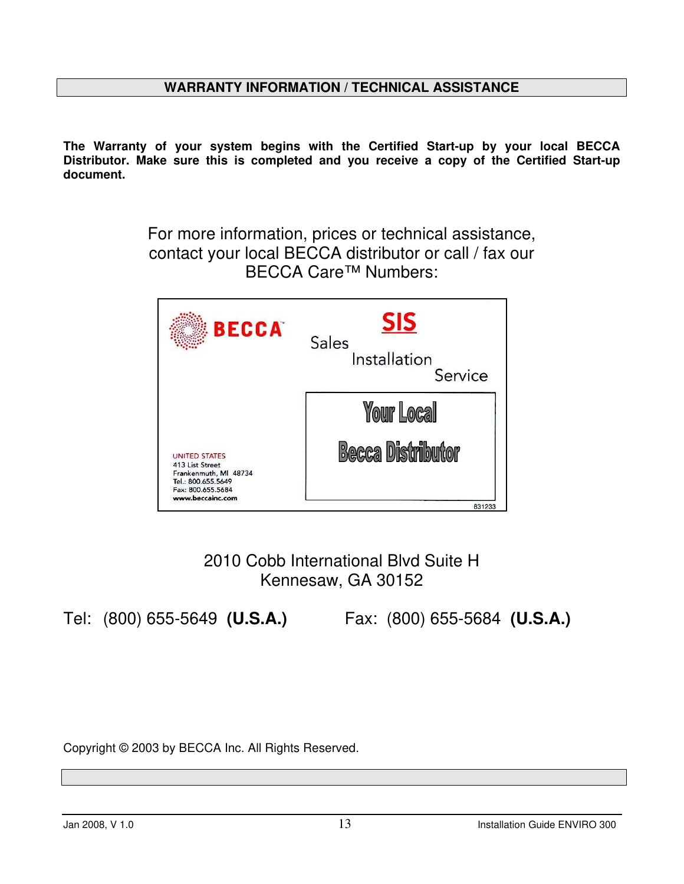## WARRANTY INFORMATION / TECHNICAL ASSISTANCE

**The Warranty of your system begins with the Certified Start-up by your local BECCA Distributor. Make sure this is completed and you receive a copy of the Certified Start-up document.**

For more information, prices or technical assistance, contact your local BECCA distributor or call / fax our BECCA Care™ Numbers:

BECCA™

SIS

Sales

Installation

Service

Your Local

Becca Distributor

UNITED STATES
413 List Street
Frankenmuth, MI 48734
Tel.: 800.655.5649
Fax: 800.655.5684
www.beccainc.com

831233

2010 Cobb International Blvd Suite H
Kennesaw, GA 30152

Tel: (800) 655-5649 **(U.S.A.)** Fax: (800) 655-5684 **(U.S.A.)**

Copyright © 2003 by BECCA Inc. All Rights Reserved.